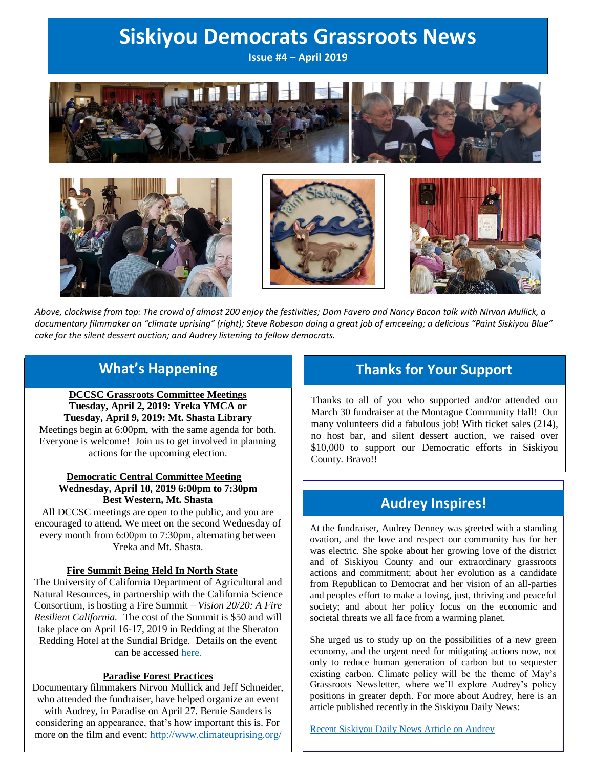# Siskiyou Democrats Grassroots News

**Issue #4 – April 2019**

*Above, clockwise from top: The crowd of almost 200 enjoy the festivities; Dom Favero and Nancy Bacon talk with Nirvan Mullick, a documentary filmmaker on "climate uprising" (right); Steve Robeson doing a great job of emceeing; a delicious "Paint Siskiyou Blue" cake for the silent dessert auction; and Audrey listening to fellow democrats.*

## What's Happening

**DCCSC Grassroots Committee Meetings**

**Tuesday, April 2, 2019: Yreka YMCA or**
**Tuesday, April 9, 2019: Mt. Shasta Library**

Meetings begin at 6:00pm, with the same agenda for both. Everyone is welcome! Join us to get involved in planning actions for the upcoming election.

**Democratic Central Committee Meeting**

**Wednesday, April 10, 2019 6:00pm to 7:30pm**
**Best Western, Mt. Shasta**

All DCCSC meetings are open to the public, and you are encouraged to attend. We meet on the second Wednesday of every month from 6:00pm to 7:30pm, alternating between Yreka and Mt. Shasta.

**Fire Summit Being Held In North State**

The University of California Department of Agricultural and Natural Resources, in partnership with the California Science Consortium, is hosting a Fire Summit – *Vision 20/20: A Fire Resilient California.* The cost of the Summit is $50 and will take place on April 16-17, 2019 in Redding at the Sheraton Redding Hotel at the Sundial Bridge. Details on the event can be accessed here.

**Paradise Forest Practices**

Documentary filmmakers Nirvon Mullick and Jeff Schneider, who attended the fundraiser, have helped organize an event with Audrey, in Paradise on April 27. Bernie Sanders is considering an appearance, that's how important this is. For more on the film and event: http://www.climateuprising.org/

## Thanks for Your Support

Thanks to all of you who supported and/or attended our March 30 fundraiser at the Montague Community Hall! Our many volunteers did a fabulous job! With ticket sales (214), no host bar, and silent dessert auction, we raised over $10,000 to support our Democratic efforts in Siskiyou County. Bravo!!

## Audrey Inspires!

At the fundraiser, Audrey Denney was greeted with a standing ovation, and the love and respect our community has for her was electric. She spoke about her growing love of the district and of Siskiyou County and our extraordinary grassroots actions and commitment; about her evolution as a candidate from Republican to Democrat and her vision of an all-parties and peoples effort to make a loving, just, thriving and peaceful society; and about her policy focus on the economic and societal threats we all face from a warming planet.

She urged us to study up on the possibilities of a new green economy, and the urgent need for mitigating actions now, not only to reduce human generation of carbon but to sequester existing carbon. Climate policy will be the theme of May's Grassroots Newsletter, where we'll explore Audrey's policy positions in greater depth. For more about Audrey, here is an article published recently in the Siskiyou Daily News:

Recent Siskiyou Daily News Article on Audrey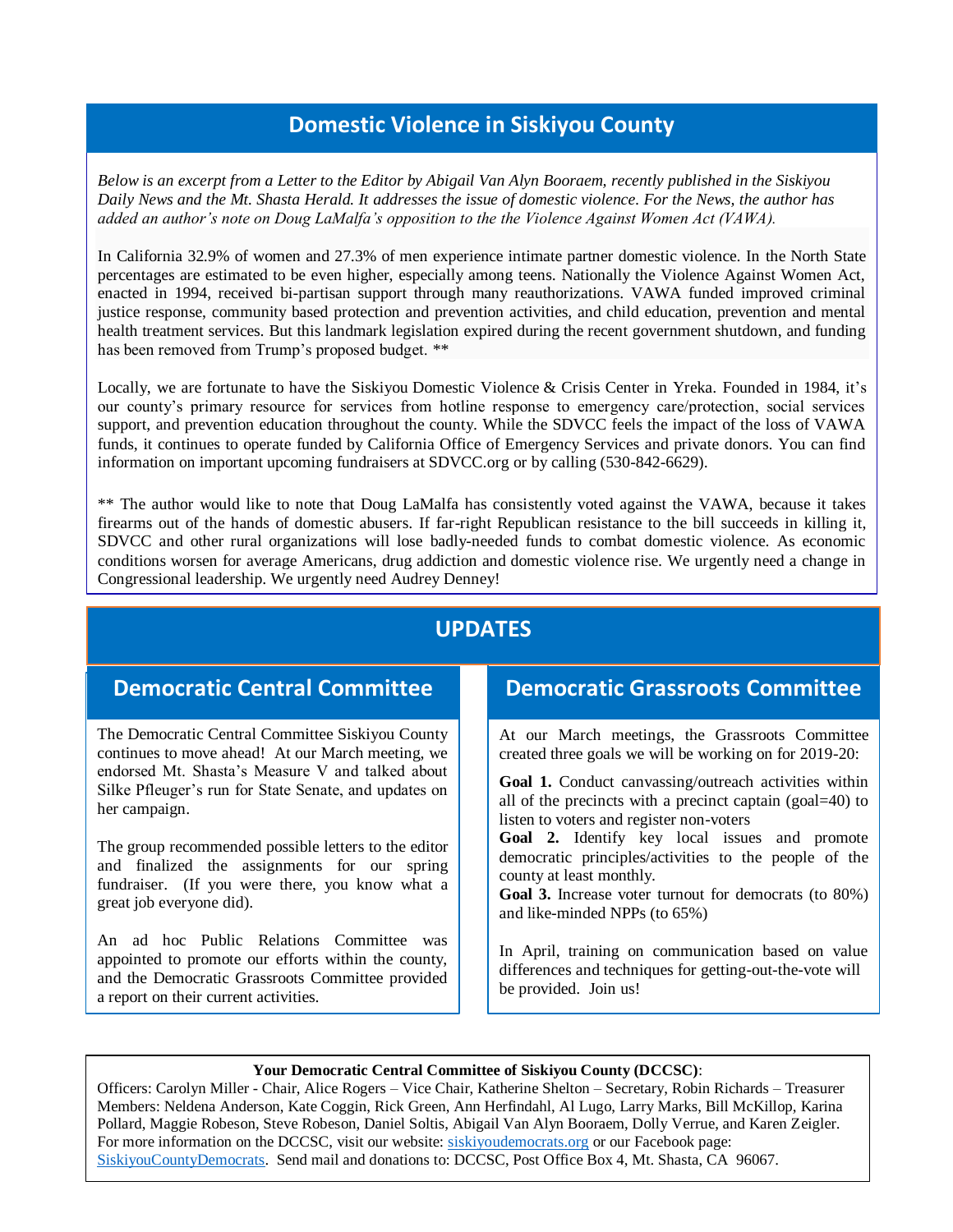## Domestic Violence in Siskiyou County

*Below is an excerpt from a Letter to the Editor by Abigail Van Alyn Booraem, recently published in the Siskiyou Daily News and the Mt. Shasta Herald. It addresses the issue of domestic violence. For the News, the author has added an author's note on Doug LaMalfa's opposition to the the Violence Against Women Act (VAWA).*

In California 32.9% of women and 27.3% of men experience intimate partner domestic violence. In the North State percentages are estimated to be even higher, especially among teens. Nationally the Violence Against Women Act, enacted in 1994, received bi-partisan support through many reauthorizations. VAWA funded improved criminal justice response, community based protection and prevention activities, and child education, prevention and mental health treatment services. But this landmark legislation expired during the recent government shutdown, and funding has been removed from Trump's proposed budget. **

Locally, we are fortunate to have the Siskiyou Domestic Violence & Crisis Center in Yreka. Founded in 1984, it's our county's primary resource for services from hotline response to emergency care/protection, social services support, and prevention education throughout the county. While the SDVCC feels the impact of the loss of VAWA funds, it continues to operate funded by California Office of Emergency Services and private donors. You can find information on important upcoming fundraisers at SDVCC.org or by calling (530-842-6629).

** The author would like to note that Doug LaMalfa has consistently voted against the VAWA, because it takes firearms out of the hands of domestic abusers. If far-right Republican resistance to the bill succeeds in killing it, SDVCC and other rural organizations will lose badly-needed funds to combat domestic violence. As economic conditions worsen for average Americans, drug addiction and domestic violence rise. We urgently need a change in Congressional leadership. We urgently need Audrey Denney!

## UPDATES

### Democratic Central Committee

The Democratic Central Committee Siskiyou County continues to move ahead! At our March meeting, we endorsed Mt. Shasta's Measure V and talked about Silke Pfleuger's run for State Senate, and updates on her campaign.

The group recommended possible letters to the editor and finalized the assignments for our spring fundraiser. (If you were there, you know what a great job everyone did).

An ad hoc Public Relations Committee was appointed to promote our efforts within the county, and the Democratic Grassroots Committee provided a report on their current activities.

### Democratic Grassroots Committee

At our March meetings, the Grassroots Committee created three goals we will be working on for 2019-20:

**Goal 1.** Conduct canvassing/outreach activities within all of the precincts with a precinct captain (goal=40) to listen to voters and register non-voters

**Goal 2.** Identify key local issues and promote democratic principles/activities to the people of the county at least monthly.

**Goal 3.** Increase voter turnout for democrats (to 80%) and like-minded NPPs (to 65%)

In April, training on communication based on value differences and techniques for getting-out-the-vote will be provided. Join us!

**Your Democratic Central Committee of Siskiyou County (DCCSC)**:

Officers: Carolyn Miller - Chair, Alice Rogers – Vice Chair, Katherine Shelton – Secretary, Robin Richards – Treasurer

Members: Neldena Anderson, Kate Coggin, Rick Green, Ann Herfindahl, Al Lugo, Larry Marks, Bill McKillop, Karina Pollard, Maggie Robeson, Steve Robeson, Daniel Soltis, Abigail Van Alyn Booraem, Dolly Verrue, and Karen Zeigler.

For more information on the DCCSC, visit our website: siskiyoudemocrats.org or our Facebook page: SiskiyouCountyDemocrats. Send mail and donations to: DCCSC, Post Office Box 4, Mt. Shasta, CA 96067.